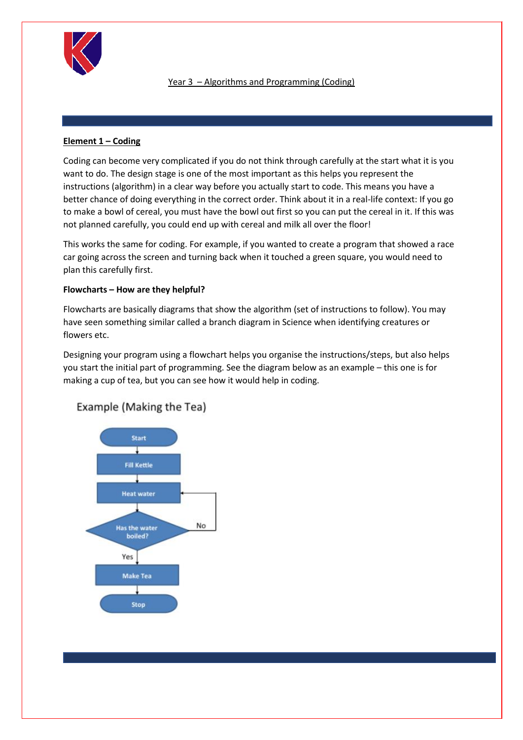## Year 3 – Algorithms and Programming (Coding)

### Element 1 – Coding

Coding can become very complicated if you do not think through carefully at the start what it is you want to do. The design stage is one of the most important as this helps you represent the instructions (algorithm) in a clear way before you actually start to code. This means you have a better chance of doing everything in the correct order. Think about it in a real-life context: If you go to make a bowl of cereal, you must have the bowl out first so you can put the cereal in it. If this was not planned carefully, you could end up with cereal and milk all over the floor!

This works the same for coding. For example, if you wanted to create a program that showed a race car going across the screen and turning back when it touched a green square, you would need to plan this carefully first.

**Flowcharts – How are they helpful?**

Flowcharts are basically diagrams that show the algorithm (set of instructions to follow). You may have seen something similar called a branch diagram in Science when identifying creatures or flowers etc.

Designing your program using a flowchart helps you organise the instructions/steps, but also helps you start the initial part of programming. See the diagram below as an example – this one is for making a cup of tea, but you can see how it would help in coding.

Example (Making the Tea)

Start → Fill Kettle → Heat water → Has the water boiled? (No → Heat water; Yes → Make Tea) → Stop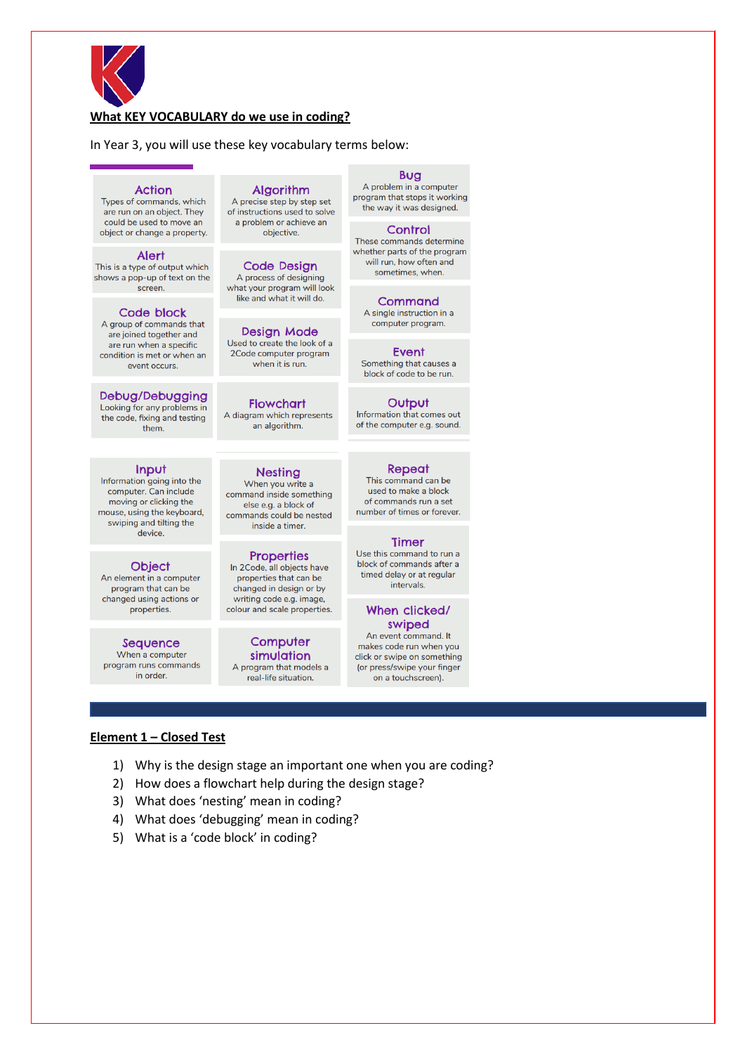**What KEY VOCABULARY do we use in coding?**

In Year 3, you will use these key vocabulary terms below:

**Action**
Types of commands, which are run on an object. They could be used to move an object or change a property.

**Algorithm**
A precise step by step set of instructions used to solve a problem or achieve an objective.

**Bug**
A problem in a computer program that stops it working the way it was designed.

**Control**
These commands determine whether parts of the program will run, how often and sometimes, when.

**Alert**
This is a type of output which shows a pop-up of text on the screen.

**Code Design**
A process of designing what your program will look like and what it will do.

**Command**
A single instruction in a computer program.

**Code block**
A group of commands that are joined together and are run when a specific condition is met or when an event occurs.

**Design Mode**
Used to create the look of a 2Code computer program when it is run.

**Event**
Something that causes a block of code to be run.

**Debug/Debugging**
Looking for any problems in the code, fixing and testing them.

**Flowchart**
A diagram which represents an algorithm.

**Output**
Information that comes out of the computer e.g. sound.

**Input**
Information going into the computer. Can include moving or clicking the mouse, using the keyboard, swiping and tilting the device.

**Nesting**
When you write a command inside something else e.g. a block of commands could be nested inside a timer.

**Repeat**
This command can be used to make a block of commands run a set number of times or forever.

**Timer**
Use this command to run a block of commands after a timed delay or at regular intervals.

**Object**
An element in a computer program that can be changed using actions or properties.

**Properties**
In 2Code, all objects have properties that can be changed in design or by writing code e.g. image, colour and scale properties.

**When clicked/ swiped**
An event command. It makes code run when you click or swipe on something (or press/swipe your finger on a touchscreen).

**Sequence**
When a computer program runs commands in order.

**Computer simulation**
A program that models a real-life situation.

**Element 1 – Closed Test**

1) Why is the design stage an important one when you are coding?
2) How does a flowchart help during the design stage?
3) What does 'nesting' mean in coding?
4) What does 'debugging' mean in coding?
5) What is a 'code block' in coding?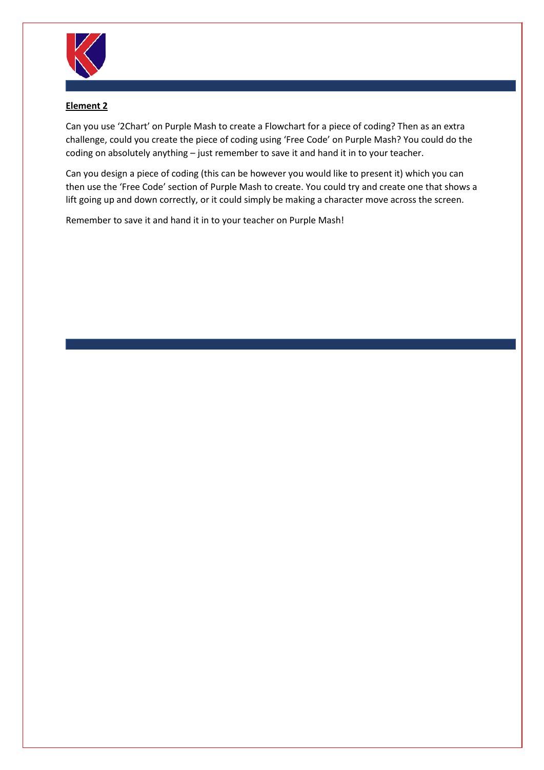**Element 2**

Can you use '2Chart' on Purple Mash to create a Flowchart for a piece of coding? Then as an extra challenge, could you create the piece of coding using 'Free Code' on Purple Mash? You could do the coding on absolutely anything – just remember to save it and hand it in to your teacher.

Can you design a piece of coding (this can be however you would like to present it) which you can then use the 'Free Code' section of Purple Mash to create. You could try and create one that shows a lift going up and down correctly, or it could simply be making a character move across the screen.

Remember to save it and hand it in to your teacher on Purple Mash!